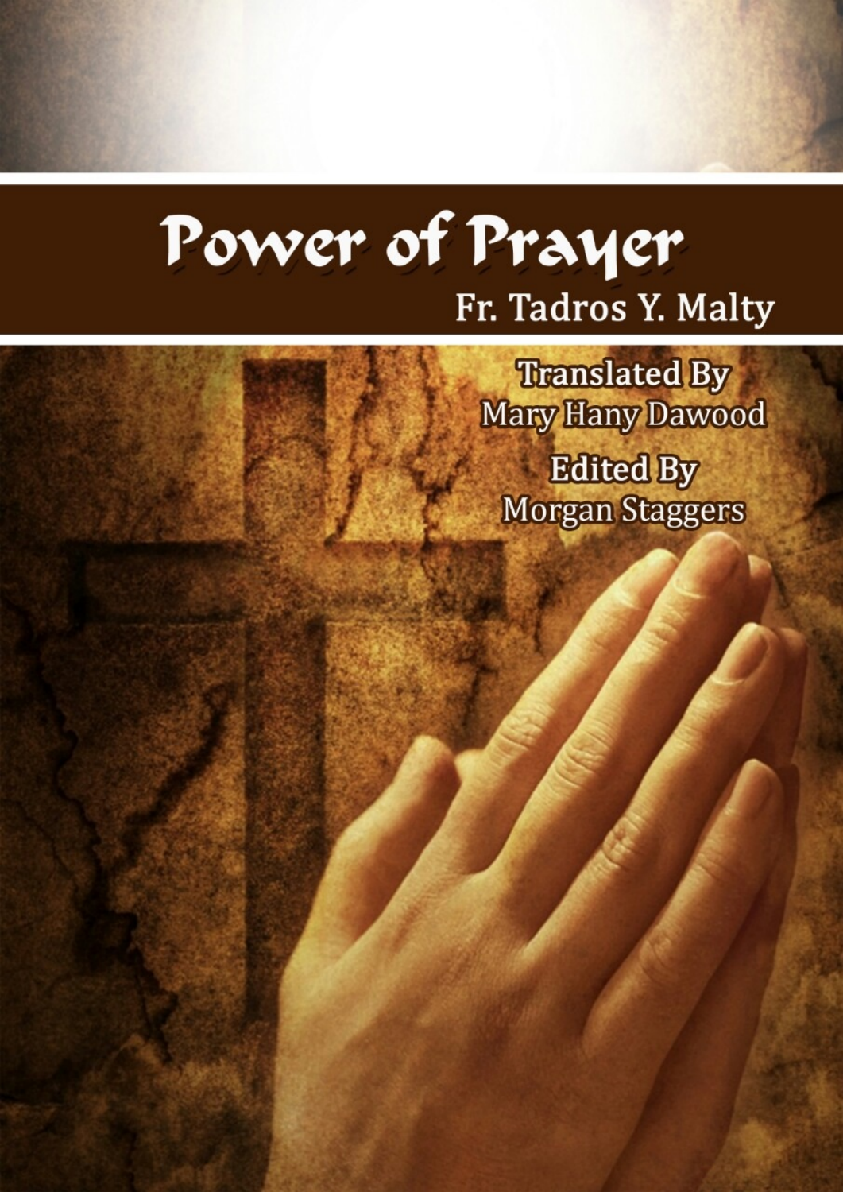# Power of Prayer

Fr. Tadros Y. Malty

**Translated By**
Mary Hany Dawood

**Edited By**
Morgan Staggers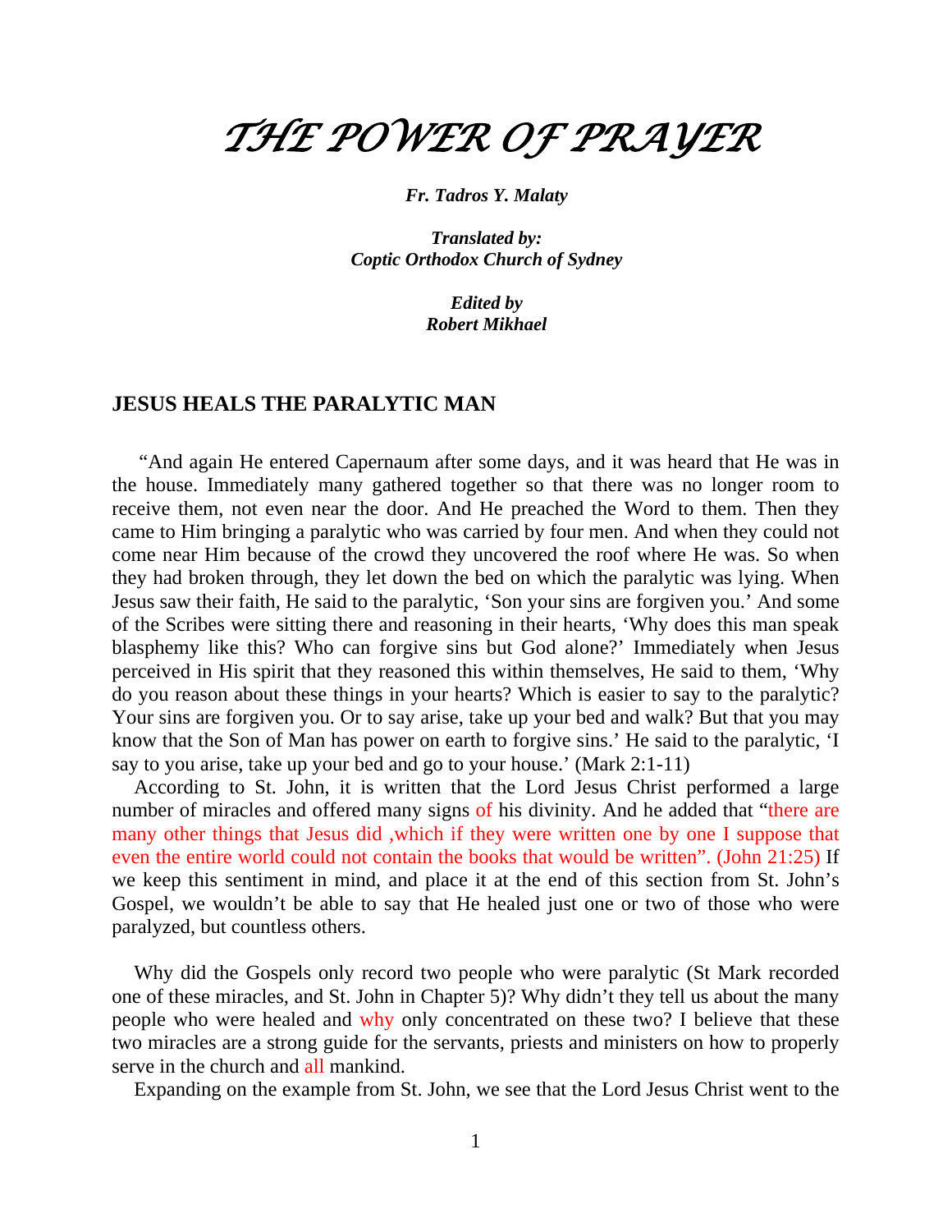# THE POWER OF PRAYER

***Fr. Tadros Y. Malaty***

***Translated by:***
***Coptic Orthodox Church of Sydney***

***Edited by***
***Robert Mikhael***

## JESUS HEALS THE PARALYTIC MAN

"And again He entered Capernaum after some days, and it was heard that He was in the house. Immediately many gathered together so that there was no longer room to receive them, not even near the door. And He preached the Word to them. Then they came to Him bringing a paralytic who was carried by four men. And when they could not come near Him because of the crowd they uncovered the roof where He was. So when they had broken through, they let down the bed on which the paralytic was lying. When Jesus saw their faith, He said to the paralytic, 'Son your sins are forgiven you.' And some of the Scribes were sitting there and reasoning in their hearts, 'Why does this man speak blasphemy like this? Who can forgive sins but God alone?' Immediately when Jesus perceived in His spirit that they reasoned this within themselves, He said to them, 'Why do you reason about these things in your hearts? Which is easier to say to the paralytic? Your sins are forgiven you. Or to say arise, take up your bed and walk? But that you may know that the Son of Man has power on earth to forgive sins.' He said to the paralytic, 'I say to you arise, take up your bed and go to your house.' (Mark 2:1-11)

According to St. John, it is written that the Lord Jesus Christ performed a large number of miracles and offered many signs of his divinity. And he added that "there are many other things that Jesus did ,which if they were written one by one I suppose that even the entire world could not contain the books that would be written". (John 21:25) If we keep this sentiment in mind, and place it at the end of this section from St. John's Gospel, we wouldn't be able to say that He healed just one or two of those who were paralyzed, but countless others.

Why did the Gospels only record two people who were paralytic (St Mark recorded one of these miracles, and St. John in Chapter 5)? Why didn't they tell us about the many people who were healed and why only concentrated on these two? I believe that these two miracles are a strong guide for the servants, priests and ministers on how to properly serve in the church and all mankind.

Expanding on the example from St. John, we see that the Lord Jesus Christ went to the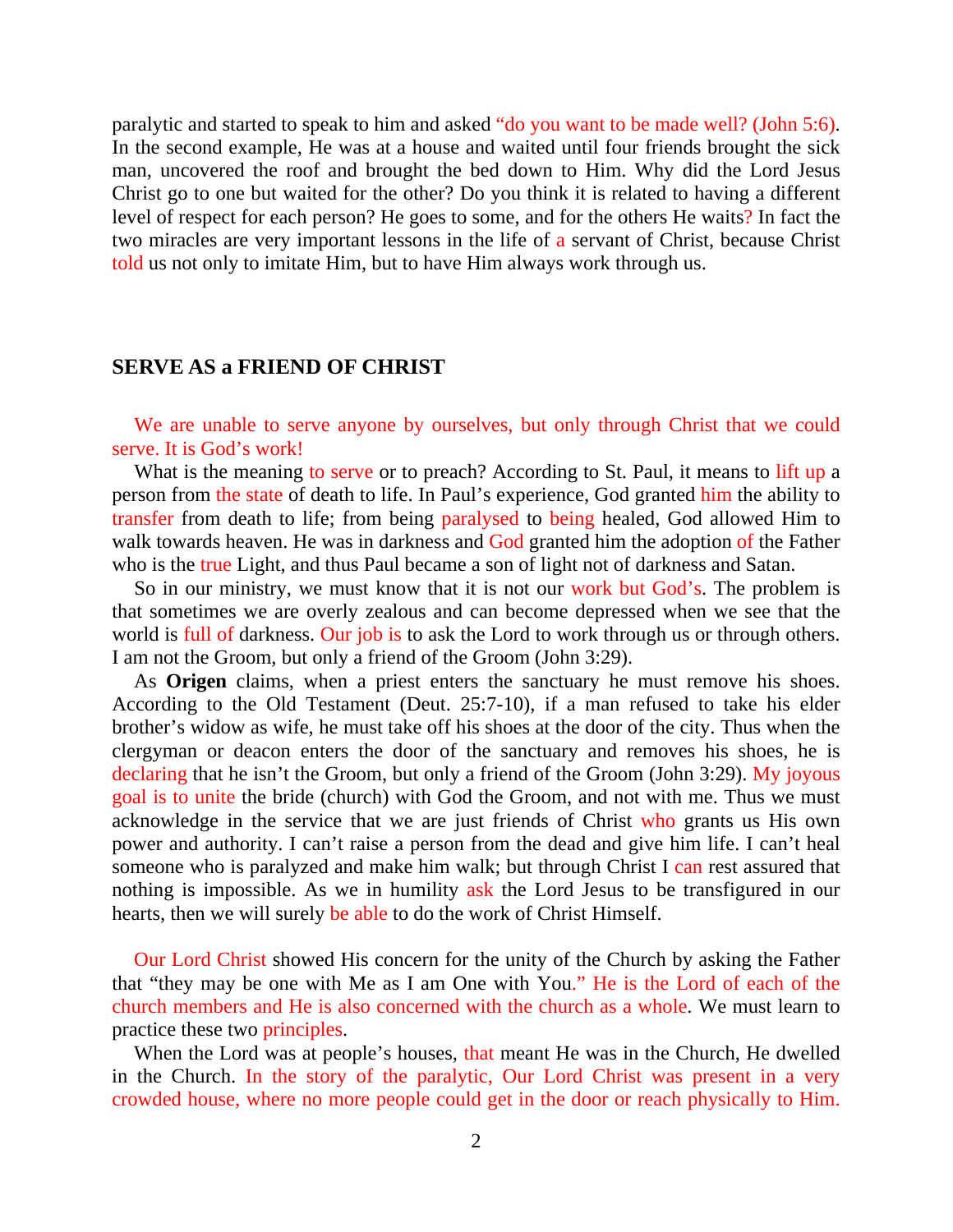paralytic and started to speak to him and asked "do you want to be made well? (John 5:6). In the second example, He was at a house and waited until four friends brought the sick man, uncovered the roof and brought the bed down to Him. Why did the Lord Jesus Christ go to one but waited for the other? Do you think it is related to having a different level of respect for each person? He goes to some, and for the others He waits? In fact the two miracles are very important lessons in the life of a servant of Christ, because Christ told us not only to imitate Him, but to have Him always work through us.

## SERVE AS a FRIEND OF CHRIST

We are unable to serve anyone by ourselves, but only through Christ that we could serve. It is God's work!

What is the meaning to serve or to preach? According to St. Paul, it means to lift up a person from the state of death to life. In Paul's experience, God granted him the ability to transfer from death to life; from being paralysed to being healed, God allowed Him to walk towards heaven. He was in darkness and God granted him the adoption of the Father who is the true Light, and thus Paul became a son of light not of darkness and Satan.

So in our ministry, we must know that it is not our work but God's. The problem is that sometimes we are overly zealous and can become depressed when we see that the world is full of darkness. Our job is to ask the Lord to work through us or through others. I am not the Groom, but only a friend of the Groom (John 3:29).

As **Origen** claims, when a priest enters the sanctuary he must remove his shoes. According to the Old Testament (Deut. 25:7-10), if a man refused to take his elder brother's widow as wife, he must take off his shoes at the door of the city. Thus when the clergyman or deacon enters the door of the sanctuary and removes his shoes, he is declaring that he isn't the Groom, but only a friend of the Groom (John 3:29). My joyous goal is to unite the bride (church) with God the Groom, and not with me. Thus we must acknowledge in the service that we are just friends of Christ who grants us His own power and authority. I can't raise a person from the dead and give him life. I can't heal someone who is paralyzed and make him walk; but through Christ I can rest assured that nothing is impossible. As we in humility ask the Lord Jesus to be transfigured in our hearts, then we will surely be able to do the work of Christ Himself.

Our Lord Christ showed His concern for the unity of the Church by asking the Father that "they may be one with Me as I am One with You." He is the Lord of each of the church members and He is also concerned with the church as a whole. We must learn to practice these two principles.

When the Lord was at people's houses, that meant He was in the Church, He dwelled in the Church. In the story of the paralytic, Our Lord Christ was present in a very crowded house, where no more people could get in the door or reach physically to Him.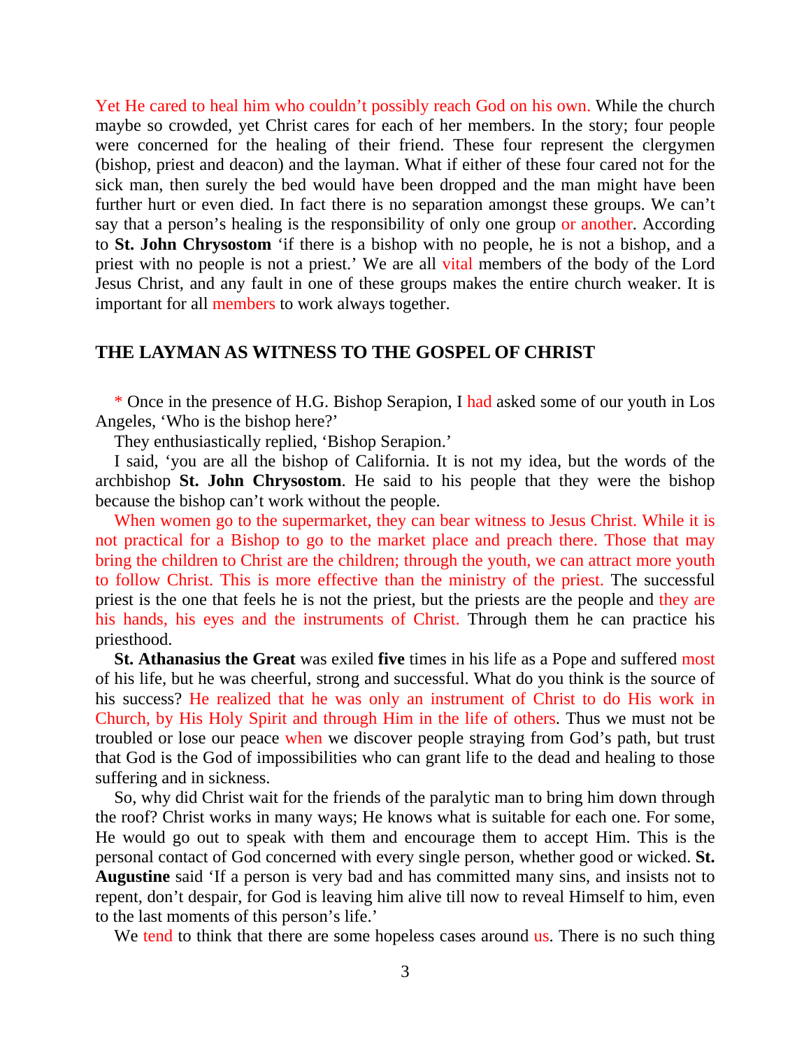Yet He cared to heal him who couldn't possibly reach God on his own. While the church maybe so crowded, yet Christ cares for each of her members. In the story; four people were concerned for the healing of their friend. These four represent the clergymen (bishop, priest and deacon) and the layman. What if either of these four cared not for the sick man, then surely the bed would have been dropped and the man might have been further hurt or even died. In fact there is no separation amongst these groups. We can't say that a person's healing is the responsibility of only one group or another. According to **St. John Chrysostom** 'if there is a bishop with no people, he is not a bishop, and a priest with no people is not a priest.' We are all vital members of the body of the Lord Jesus Christ, and any fault in one of these groups makes the entire church weaker. It is important for all members to work always together.

## THE LAYMAN AS WITNESS TO THE GOSPEL OF CHRIST

* Once in the presence of H.G. Bishop Serapion, I had asked some of our youth in Los Angeles, 'Who is the bishop here?'

They enthusiastically replied, 'Bishop Serapion.'

I said, 'you are all the bishop of California. It is not my idea, but the words of the archbishop **St. John Chrysostom**. He said to his people that they were the bishop because the bishop can't work without the people.

When women go to the supermarket, they can bear witness to Jesus Christ. While it is not practical for a Bishop to go to the market place and preach there. Those that may bring the children to Christ are the children; through the youth, we can attract more youth to follow Christ. This is more effective than the ministry of the priest. The successful priest is the one that feels he is not the priest, but the priests are the people and they are his hands, his eyes and the instruments of Christ. Through them he can practice his priesthood.

**St. Athanasius the Great** was exiled **five** times in his life as a Pope and suffered most of his life, but he was cheerful, strong and successful. What do you think is the source of his success? He realized that he was only an instrument of Christ to do His work in Church, by His Holy Spirit and through Him in the life of others. Thus we must not be troubled or lose our peace when we discover people straying from God's path, but trust that God is the God of impossibilities who can grant life to the dead and healing to those suffering and in sickness.

So, why did Christ wait for the friends of the paralytic man to bring him down through the roof? Christ works in many ways; He knows what is suitable for each one. For some, He would go out to speak with them and encourage them to accept Him. This is the personal contact of God concerned with every single person, whether good or wicked. **St. Augustine** said 'If a person is very bad and has committed many sins, and insists not to repent, don't despair, for God is leaving him alive till now to reveal Himself to him, even to the last moments of this person's life.'

We tend to think that there are some hopeless cases around us. There is no such thing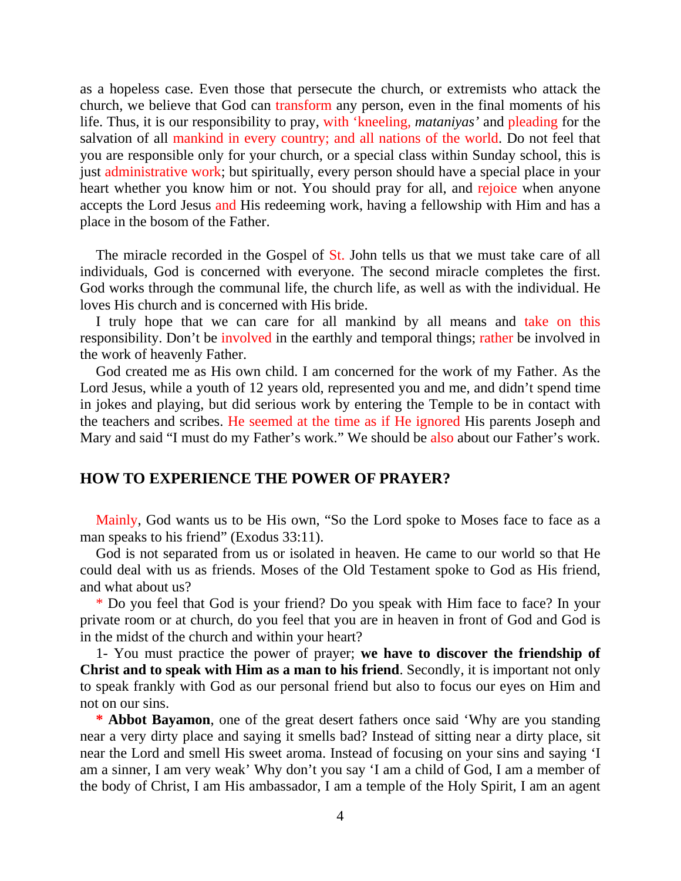as a hopeless case. Even those that persecute the church, or extremists who attack the church, we believe that God can transform any person, even in the final moments of his life. Thus, it is our responsibility to pray, with 'kneeling, *mataniyas'* and pleading for the salvation of all mankind in every country; and all nations of the world. Do not feel that you are responsible only for your church, or a special class within Sunday school, this is just administrative work; but spiritually, every person should have a special place in your heart whether you know him or not. You should pray for all, and rejoice when anyone accepts the Lord Jesus and His redeeming work, having a fellowship with Him and has a place in the bosom of the Father.

The miracle recorded in the Gospel of St. John tells us that we must take care of all individuals, God is concerned with everyone. The second miracle completes the first. God works through the communal life, the church life, as well as with the individual. He loves His church and is concerned with His bride.

I truly hope that we can care for all mankind by all means and take on this responsibility. Don't be involved in the earthly and temporal things; rather be involved in the work of heavenly Father.

God created me as His own child. I am concerned for the work of my Father. As the Lord Jesus, while a youth of 12 years old, represented you and me, and didn't spend time in jokes and playing, but did serious work by entering the Temple to be in contact with the teachers and scribes. He seemed at the time as if He ignored His parents Joseph and Mary and said "I must do my Father's work." We should be also about our Father's work.

## HOW TO EXPERIENCE THE POWER OF PRAYER?

Mainly, God wants us to be His own, "So the Lord spoke to Moses face to face as a man speaks to his friend" (Exodus 33:11).

God is not separated from us or isolated in heaven. He came to our world so that He could deal with us as friends. Moses of the Old Testament spoke to God as His friend, and what about us?

* Do you feel that God is your friend? Do you speak with Him face to face? In your private room or at church, do you feel that you are in heaven in front of God and God is in the midst of the church and within your heart?

1- You must practice the power of prayer; **we have to discover the friendship of Christ and to speak with Him as a man to his friend**. Secondly, it is important not only to speak frankly with God as our personal friend but also to focus our eyes on Him and not on our sins.

**\* Abbot Bayamon**, one of the great desert fathers once said 'Why are you standing near a very dirty place and saying it smells bad? Instead of sitting near a dirty place, sit near the Lord and smell His sweet aroma. Instead of focusing on your sins and saying 'I am a sinner, I am very weak' Why don't you say 'I am a child of God, I am a member of the body of Christ, I am His ambassador, I am a temple of the Holy Spirit, I am an agent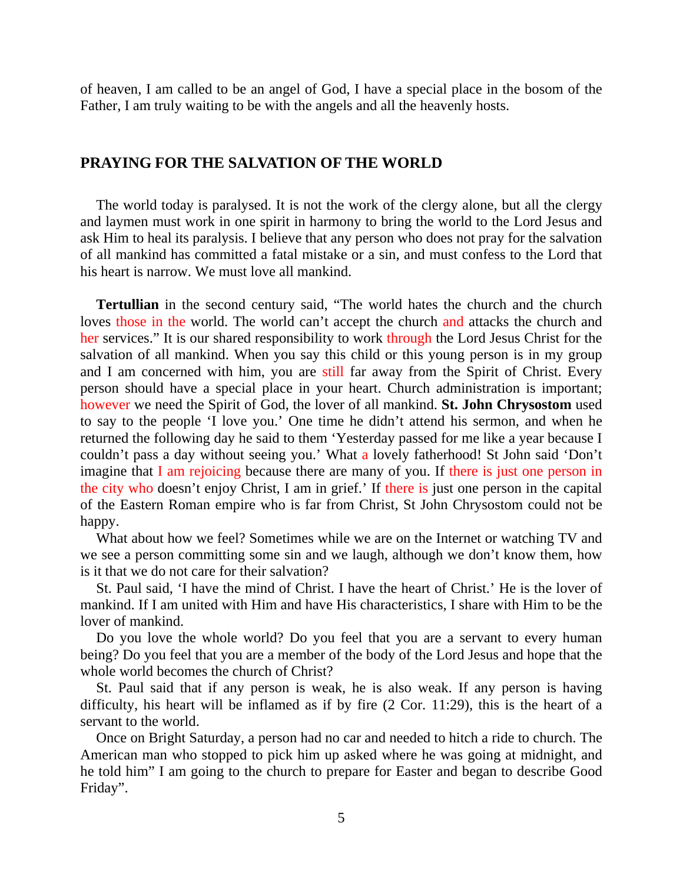of heaven, I am called to be an angel of God, I have a special place in the bosom of the Father, I am truly waiting to be with the angels and all the heavenly hosts.

## PRAYING FOR THE SALVATION OF THE WORLD

The world today is paralysed. It is not the work of the clergy alone, but all the clergy and laymen must work in one spirit in harmony to bring the world to the Lord Jesus and ask Him to heal its paralysis. I believe that any person who does not pray for the salvation of all mankind has committed a fatal mistake or a sin, and must confess to the Lord that his heart is narrow. We must love all mankind.

**Tertullian** in the second century said, "The world hates the church and the church loves those in the world. The world can't accept the church and attacks the church and her services." It is our shared responsibility to work through the Lord Jesus Christ for the salvation of all mankind. When you say this child or this young person is in my group and I am concerned with him, you are still far away from the Spirit of Christ. Every person should have a special place in your heart. Church administration is important; however we need the Spirit of God, the lover of all mankind. **St. John Chrysostom** used to say to the people 'I love you.' One time he didn't attend his sermon, and when he returned the following day he said to them 'Yesterday passed for me like a year because I couldn't pass a day without seeing you.' What a lovely fatherhood! St John said 'Don't imagine that I am rejoicing because there are many of you. If there is just one person in the city who doesn't enjoy Christ, I am in grief.' If there is just one person in the capital of the Eastern Roman empire who is far from Christ, St John Chrysostom could not be happy.

What about how we feel? Sometimes while we are on the Internet or watching TV and we see a person committing some sin and we laugh, although we don't know them, how is it that we do not care for their salvation?

St. Paul said, 'I have the mind of Christ. I have the heart of Christ.' He is the lover of mankind. If I am united with Him and have His characteristics, I share with Him to be the lover of mankind.

Do you love the whole world? Do you feel that you are a servant to every human being? Do you feel that you are a member of the body of the Lord Jesus and hope that the whole world becomes the church of Christ?

St. Paul said that if any person is weak, he is also weak. If any person is having difficulty, his heart will be inflamed as if by fire (2 Cor. 11:29), this is the heart of a servant to the world.

Once on Bright Saturday, a person had no car and needed to hitch a ride to church. The American man who stopped to pick him up asked where he was going at midnight, and he told him" I am going to the church to prepare for Easter and began to describe Good Friday".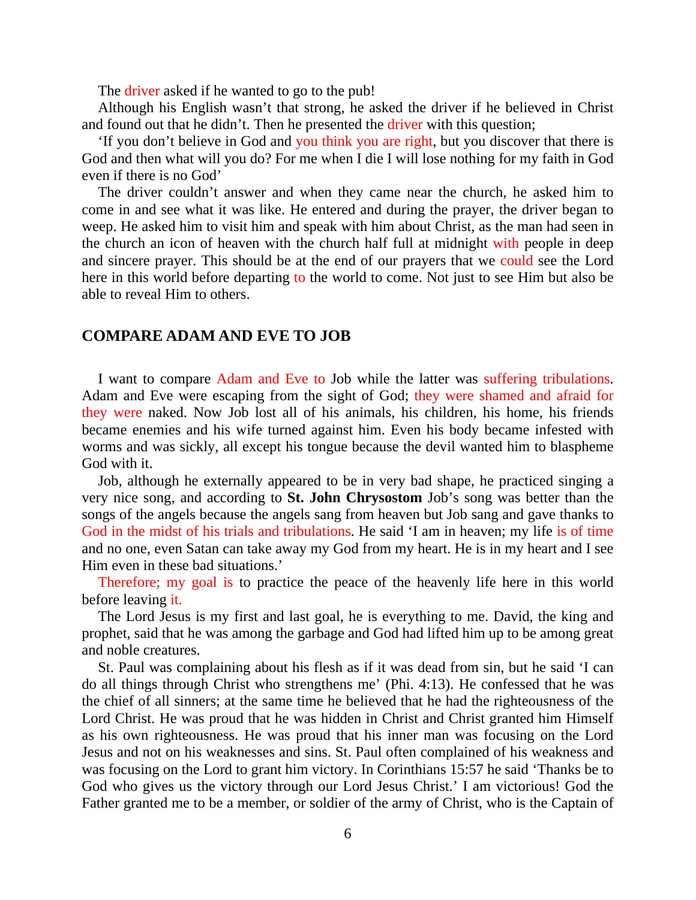The driver asked if he wanted to go to the pub!

Although his English wasn't that strong, he asked the driver if he believed in Christ and found out that he didn't. Then he presented the driver with this question;

'If you don't believe in God and you think you are right, but you discover that there is God and then what will you do? For me when I die I will lose nothing for my faith in God even if there is no God'

The driver couldn't answer and when they came near the church, he asked him to come in and see what it was like. He entered and during the prayer, the driver began to weep. He asked him to visit him and speak with him about Christ, as the man had seen in the church an icon of heaven with the church half full at midnight with people in deep and sincere prayer. This should be at the end of our prayers that we could see the Lord here in this world before departing to the world to come. Not just to see Him but also be able to reveal Him to others.

## COMPARE ADAM AND EVE TO JOB

I want to compare Adam and Eve to Job while the latter was suffering tribulations. Adam and Eve were escaping from the sight of God; they were shamed and afraid for they were naked. Now Job lost all of his animals, his children, his home, his friends became enemies and his wife turned against him. Even his body became infested with worms and was sickly, all except his tongue because the devil wanted him to blaspheme God with it.

Job, although he externally appeared to be in very bad shape, he practiced singing a very nice song, and according to **St. John Chrysostom** Job's song was better than the songs of the angels because the angels sang from heaven but Job sang and gave thanks to God in the midst of his trials and tribulations. He said 'I am in heaven; my life is of time and no one, even Satan can take away my God from my heart. He is in my heart and I see Him even in these bad situations.'

Therefore; my goal is to practice the peace of the heavenly life here in this world before leaving it.

The Lord Jesus is my first and last goal, he is everything to me. David, the king and prophet, said that he was among the garbage and God had lifted him up to be among great and noble creatures.

St. Paul was complaining about his flesh as if it was dead from sin, but he said 'I can do all things through Christ who strengthens me' (Phi. 4:13). He confessed that he was the chief of all sinners; at the same time he believed that he had the righteousness of the Lord Christ. He was proud that he was hidden in Christ and Christ granted him Himself as his own righteousness. He was proud that his inner man was focusing on the Lord Jesus and not on his weaknesses and sins. St. Paul often complained of his weakness and was focusing on the Lord to grant him victory. In Corinthians 15:57 he said 'Thanks be to God who gives us the victory through our Lord Jesus Christ.' I am victorious! God the Father granted me to be a member, or soldier of the army of Christ, who is the Captain of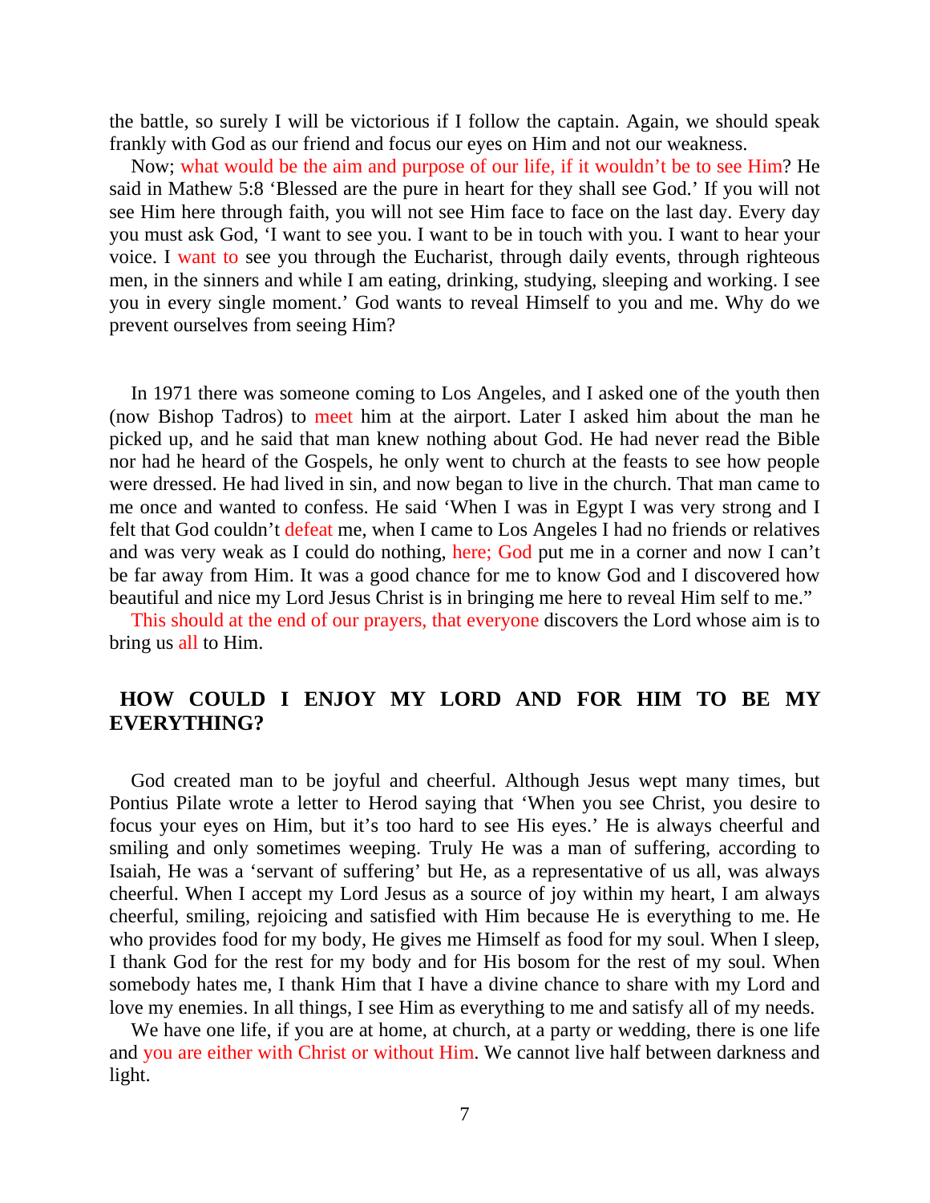the battle, so surely I will be victorious if I follow the captain. Again, we should speak frankly with God as our friend and focus our eyes on Him and not our weakness.

Now; what would be the aim and purpose of our life, if it wouldn't be to see Him? He said in Mathew 5:8 'Blessed are the pure in heart for they shall see God.' If you will not see Him here through faith, you will not see Him face to face on the last day. Every day you must ask God, 'I want to see you. I want to be in touch with you. I want to hear your voice. I want to see you through the Eucharist, through daily events, through righteous men, in the sinners and while I am eating, drinking, studying, sleeping and working. I see you in every single moment.' God wants to reveal Himself to you and me. Why do we prevent ourselves from seeing Him?

In 1971 there was someone coming to Los Angeles, and I asked one of the youth then (now Bishop Tadros) to meet him at the airport. Later I asked him about the man he picked up, and he said that man knew nothing about God. He had never read the Bible nor had he heard of the Gospels, he only went to church at the feasts to see how people were dressed. He had lived in sin, and now began to live in the church. That man came to me once and wanted to confess. He said 'When I was in Egypt I was very strong and I felt that God couldn't defeat me, when I came to Los Angeles I had no friends or relatives and was very weak as I could do nothing, here; God put me in a corner and now I can't be far away from Him. It was a good chance for me to know God and I discovered how beautiful and nice my Lord Jesus Christ is in bringing me here to reveal Him self to me."

This should at the end of our prayers, that everyone discovers the Lord whose aim is to bring us all to Him.

## HOW COULD I ENJOY MY LORD AND FOR HIM TO BE MY EVERYTHING?

God created man to be joyful and cheerful. Although Jesus wept many times, but Pontius Pilate wrote a letter to Herod saying that 'When you see Christ, you desire to focus your eyes on Him, but it's too hard to see His eyes.' He is always cheerful and smiling and only sometimes weeping. Truly He was a man of suffering, according to Isaiah, He was a 'servant of suffering' but He, as a representative of us all, was always cheerful. When I accept my Lord Jesus as a source of joy within my heart, I am always cheerful, smiling, rejoicing and satisfied with Him because He is everything to me. He who provides food for my body, He gives me Himself as food for my soul. When I sleep, I thank God for the rest for my body and for His bosom for the rest of my soul. When somebody hates me, I thank Him that I have a divine chance to share with my Lord and love my enemies. In all things, I see Him as everything to me and satisfy all of my needs.

We have one life, if you are at home, at church, at a party or wedding, there is one life and you are either with Christ or without Him. We cannot live half between darkness and light.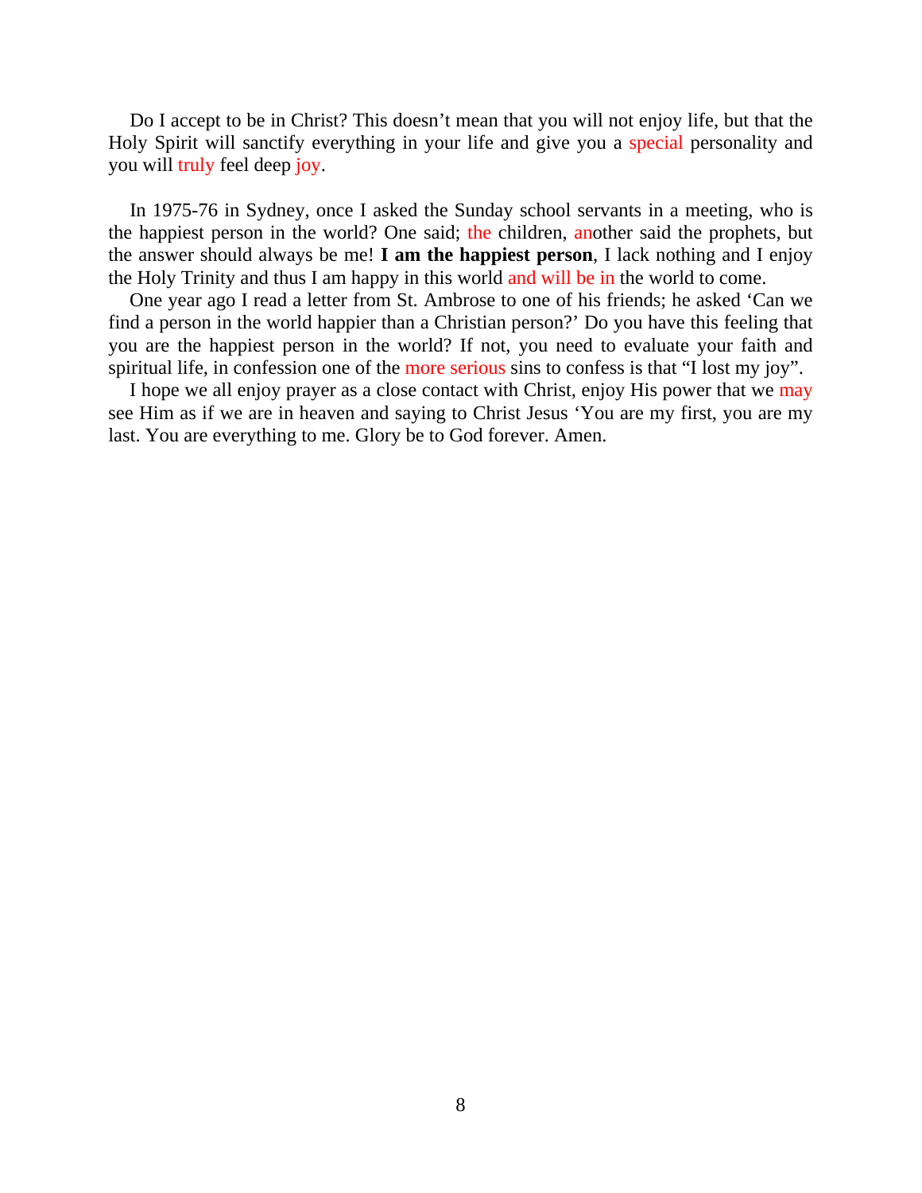Do I accept to be in Christ? This doesn't mean that you will not enjoy life, but that the Holy Spirit will sanctify everything in your life and give you a special personality and you will truly feel deep joy.

In 1975-76 in Sydney, once I asked the Sunday school servants in a meeting, who is the happiest person in the world? One said; the children, another said the prophets, but the answer should always be me! **I am the happiest person**, I lack nothing and I enjoy the Holy Trinity and thus I am happy in this world and will be in the world to come.

One year ago I read a letter from St. Ambrose to one of his friends; he asked 'Can we find a person in the world happier than a Christian person?' Do you have this feeling that you are the happiest person in the world? If not, you need to evaluate your faith and spiritual life, in confession one of the more serious sins to confess is that "I lost my joy".

I hope we all enjoy prayer as a close contact with Christ, enjoy His power that we may see Him as if we are in heaven and saying to Christ Jesus 'You are my first, you are my last. You are everything to me. Glory be to God forever. Amen.